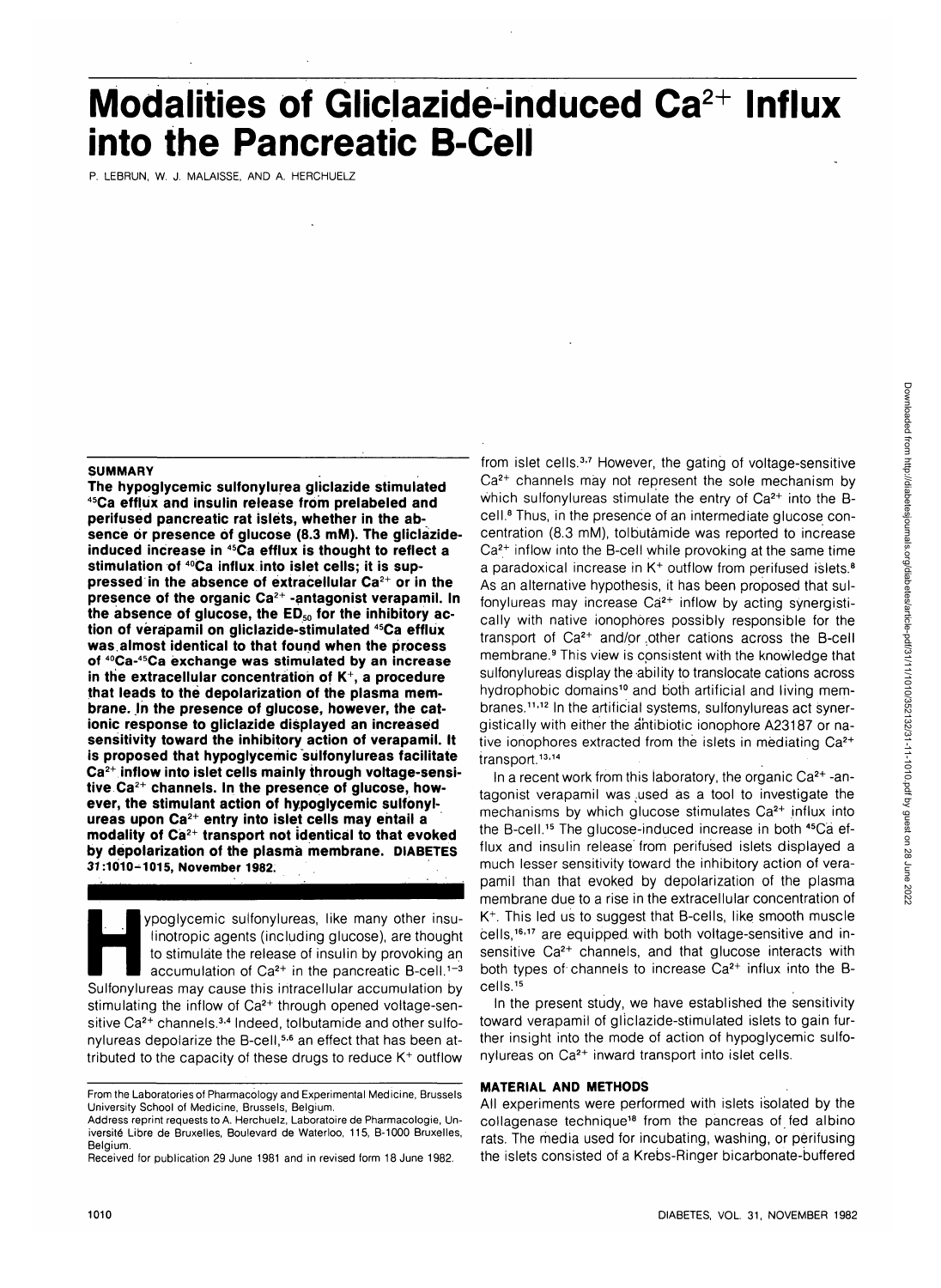# Modalities of Gliclazide-induced $Ca^{2+}$ Influx into the Pancreatic B-Cell

P. LEBRUN, W. J. MALAISSE, AND A. HERCHUELZ

**SUMMARY**

**The hypoglycemic sulfonylurea gliclazide stimulated $^{45}Ca$ efflux and insulin release from prelabeled and perifused pancreatic rat islets, whether in the absence or presence of glucose (8.3 mM). The gliclazide-induced increase in $^{45}Ca$ efflux is thought to reflect a stimulation of $^{40}Ca$ influx into islet cells; it is suppressed in the absence of extracellular $Ca^{2+}$ or in the presence of the organic $Ca^{2+}$-antagonist verapamil. In the absence of glucose, the $ED_{50}$ for the inhibitory action of verapamil on gliclazide-stimulated $^{45}Ca$ efflux was almost identical to that found when the process of $^{40}Ca$-$^{45}Ca$ exchange was stimulated by an increase in the extracellular concentration of $K^+$, a procedure that leads to the depolarization of the plasma membrane. In the presence of glucose, however, the cationic response to gliclazide displayed an increased sensitivity toward the inhibitory action of verapamil. It is proposed that hypoglycemic sulfonylureas facilitate $Ca^{2+}$ inflow into islet cells mainly through voltage-sensitive $Ca^{2+}$ channels. In the presence of glucose, however, the stimulant action of hypoglycemic sulfonylureas upon $Ca^{2+}$ entry into islet cells may entail a modality of $Ca^{2+}$ transport not identical to that evoked by depolarization of the plasma membrane. DIABETES 31:1010–1015, November 1982.**

Hypoglycemic sulfonylureas, like many other insulinotropic agents (including glucose), are thought to stimulate the release of insulin by provoking an accumulation of $Ca^{2+}$ in the pancreatic B-cell.[1–3] Sulfonylureas may cause this intracellular accumulation by stimulating the inflow of $Ca^{2+}$ through opened voltage-sensitive $Ca^{2+}$ channels.[3,4] Indeed, tolbutamide and other sulfonylureas depolarize the B-cell,[5,6] an effect that has been attributed to the capacity of these drugs to reduce $K^+$ outflow from islet cells.[3,7] However, the gating of voltage-sensitive $Ca^{2+}$ channels may not represent the sole mechanism by which sulfonylureas stimulate the entry of $Ca^{2+}$ into the B-cell.[8] Thus, in the presence of an intermediate glucose concentration (8.3 mM), tolbutamide was reported to increase $Ca^{2+}$ inflow into the B-cell while provoking at the same time a paradoxical increase in $K^+$ outflow from perifused islets.[8] As an alternative hypothesis, it has been proposed that sulfonylureas may increase $Ca^{2+}$ inflow by acting synergistically with native ionophores possibly responsible for the transport of $Ca^{2+}$ and/or other cations across the B-cell membrane.[9] This view is consistent with the knowledge that sulfonylureas display the ability to translocate cations across hydrophobic domains[10] and both artificial and living membranes.[11,12] In the artificial systems, sulfonylureas act synergistically with either the antibiotic ionophore A23187 or native ionophores extracted from the islets in mediating $Ca^{2+}$ transport.[13,14]

In a recent work from this laboratory, the organic $Ca^{2+}$-antagonist verapamil was used as a tool to investigate the mechanisms by which glucose stimulates $Ca^{2+}$ influx into the B-cell.[15] The glucose-induced increase in both $^{45}Ca$ efflux and insulin release from perifused islets displayed a much lesser sensitivity toward the inhibitory action of verapamil than that evoked by depolarization of the plasma membrane due to a rise in the extracellular concentration of $K^+$. This led us to suggest that B-cells, like smooth muscle cells,[16,17] are equipped with both voltage-sensitive and insensitive $Ca^{2+}$ channels, and that glucose interacts with both types of channels to increase $Ca^{2+}$ influx into the B-cells.[15]

In the present study, we have established the sensitivity toward verapamil of gliclazide-stimulated islets to gain further insight into the mode of action of hypoglycemic sulfonylureas on $Ca^{2+}$ inward transport into islet cells.

## MATERIAL AND METHODS

All experiments were performed with islets isolated by the collagenase technique[18] from the pancreas of fed albino rats. The media used for incubating, washing, or perifusing the islets consisted of a Krebs-Ringer bicarbonate-buffered

From the Laboratories of Pharmacology and Experimental Medicine, Brussels University School of Medicine, Brussels, Belgium.
Address reprint requests to A. Herchuelz, Laboratoire de Pharmacologie, Université Libre de Bruxelles, Boulevard de Waterloo, 115, B-1000 Bruxelles, Belgium.
Received for publication 29 June 1981 and in revised form 18 June 1982.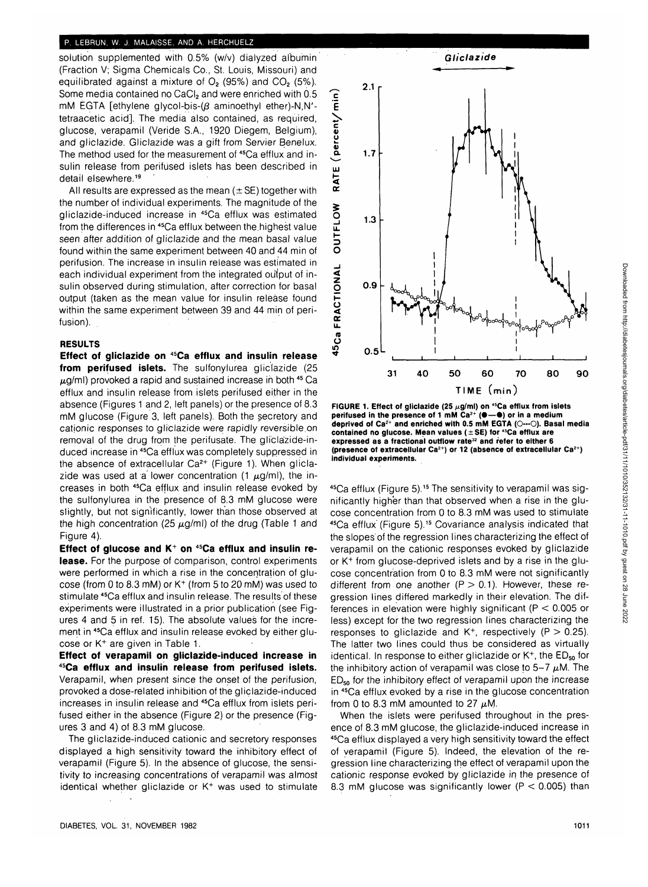solution supplemented with 0.5% (w/v) dialyzed albumin (Fraction V; Sigma Chemicals Co., St. Louis, Missouri) and equilibrated against a mixture of $O_2$ (95%) and $CO_2$ (5%). Some media contained no $CaCl_2$ and were enriched with 0.5 mM EGTA [ethylene glycol-bis-($\beta$ aminoethyl ether)-N,N'-tetraacetic acid]. The media also contained, as required, glucose, verapamil (Veride S.A., 1920 Diegem, Belgium), and gliclazide. Gliclazide was a gift from Servier Benelux. The method used for the measurement of $^{45}Ca$ efflux and insulin release from perifused islets has been described in detail elsewhere.[19]

All results are expressed as the mean (± SE) together with the number of individual experiments. The magnitude of the gliclazide-induced increase in $^{45}Ca$ efflux was estimated from the differences in $^{45}Ca$ efflux between the highest value seen after addition of gliclazide and the mean basal value found within the same experiment between 40 and 44 min of perifusion. The increase in insulin release was estimated in each individual experiment from the integrated output of insulin observed during stimulation, after correction for basal output (taken as the mean value for insulin release found within the same experiment between 39 and 44 min of perifusion).

## RESULTS

**Effect of gliclazide on $^{45}Ca$ efflux and insulin release from perifused islets.** The sulfonylurea gliclazide (25 $\mu$g/ml) provoked a rapid and sustained increase in both $^{45}Ca$ efflux and insulin release from islets perifused either in the absence (Figures 1 and 2, left panels) or the presence of 8.3 mM glucose (Figure 3, left panels). Both the secretory and cationic responses to gliclazide were rapidly reversible on removal of the drug from the perifusate. The gliclazide-induced increase in $^{45}Ca$ efflux was completely suppressed in the absence of extracellular $Ca^{2+}$ (Figure 1). When gliclazide was used at a lower concentration (1 $\mu$g/ml), the increases in both $^{45}Ca$ efflux and insulin release evoked by the sulfonylurea in the presence of 8.3 mM glucose were slightly, but not significantly, lower than those observed at the high concentration (25 $\mu$g/ml) of the drug (Table 1 and Figure 4).

**Effect of glucose and $K^+$ on $^{45}Ca$ efflux and insulin release.** For the purpose of comparison, control experiments were performed in which a rise in the concentration of glucose (from 0 to 8.3 mM) or $K^+$ (from 5 to 20 mM) was used to stimulate $^{45}Ca$ efflux and insulin release. The results of these experiments were illustrated in a prior publication (see Figures 4 and 5 in ref. 15). The absolute values for the increment in $^{45}Ca$ efflux and insulin release evoked by either glucose or $K^+$ are given in Table 1.

**Effect of verapamil on gliclazide-induced increase in $^{45}Ca$ efflux and insulin release from perifused islets.** Verapamil, when present since the onset of the perifusion, provoked a dose-related inhibition of the gliclazide-induced increases in insulin release and $^{45}Ca$ efflux from islets perifused either in the absence (Figure 2) or the presence (Figures 3 and 4) of 8.3 mM glucose.

The gliclazide-induced cationic and secretory responses displayed a high sensitivity toward the inhibitory effect of verapamil (Figure 5). In the absence of glucose, the sensitivity to increasing concentrations of verapamil was almost identical whether gliclazide or $K^+$ was used to stimulate $^{45}Ca$ efflux (Figure 5).[15] The sensitivity to verapamil was significantly higher than that observed when a rise in the glucose concentration from 0 to 8.3 mM was used to stimulate $^{45}Ca$ efflux (Figure 5).[15] Covariance analysis indicated that the slopes of the regression lines characterizing the effect of verapamil on the cationic responses evoked by gliclazide or $K^+$ from glucose-deprived islets and by a rise in the glucose concentration from 0 to 8.3 mM were not significantly different from one another ($P > 0.1$). However, these regression lines differed markedly in their elevation. The differences in elevation were highly significant ($P < 0.005$ or less) except for the two regression lines characterizing the responses to gliclazide and $K^+$, respectively ($P > 0.25$). The latter two lines could thus be considered as virtually identical. In response to either gliclazide or $K^+$, the $ED_{50}$ for the inhibitory action of verapamil was close to 5–7 $\mu$M. The $ED_{50}$ for the inhibitory effect of verapamil upon the increase in $^{45}Ca$ efflux evoked by a rise in the glucose concentration from 0 to 8.3 mM amounted to 27 $\mu$M.

When the islets were perifused throughout in the presence of 8.3 mM glucose, the gliclazide-induced increase in $^{45}Ca$ efflux displayed a very high sensitivity toward the effect of verapamil (Figure 5). Indeed, the elevation of the regression line characterizing the effect of verapamil upon the cationic response evoked by gliclazide in the presence of 8.3 mM glucose was significantly lower ($P < 0.005$) than

**FIGURE 1. Effect of gliclazide (25 $\mu$g/ml) on $^{45}Ca$ efflux from islets perifused in the presence of 1 mM $Ca^{2+}$ (●—●) or in a medium deprived of $Ca^{2+}$ and enriched with 0.5 mM EGTA (○---○). Basal media contained no glucose. Mean values (± SE) for $^{45}Ca$ efflux are expressed as a fractional outflow rate[32] and refer to either 6 (presence of extracellular $Ca^{2+}$) or 12 (absence of extracellular $Ca^{2+}$) individual experiments.**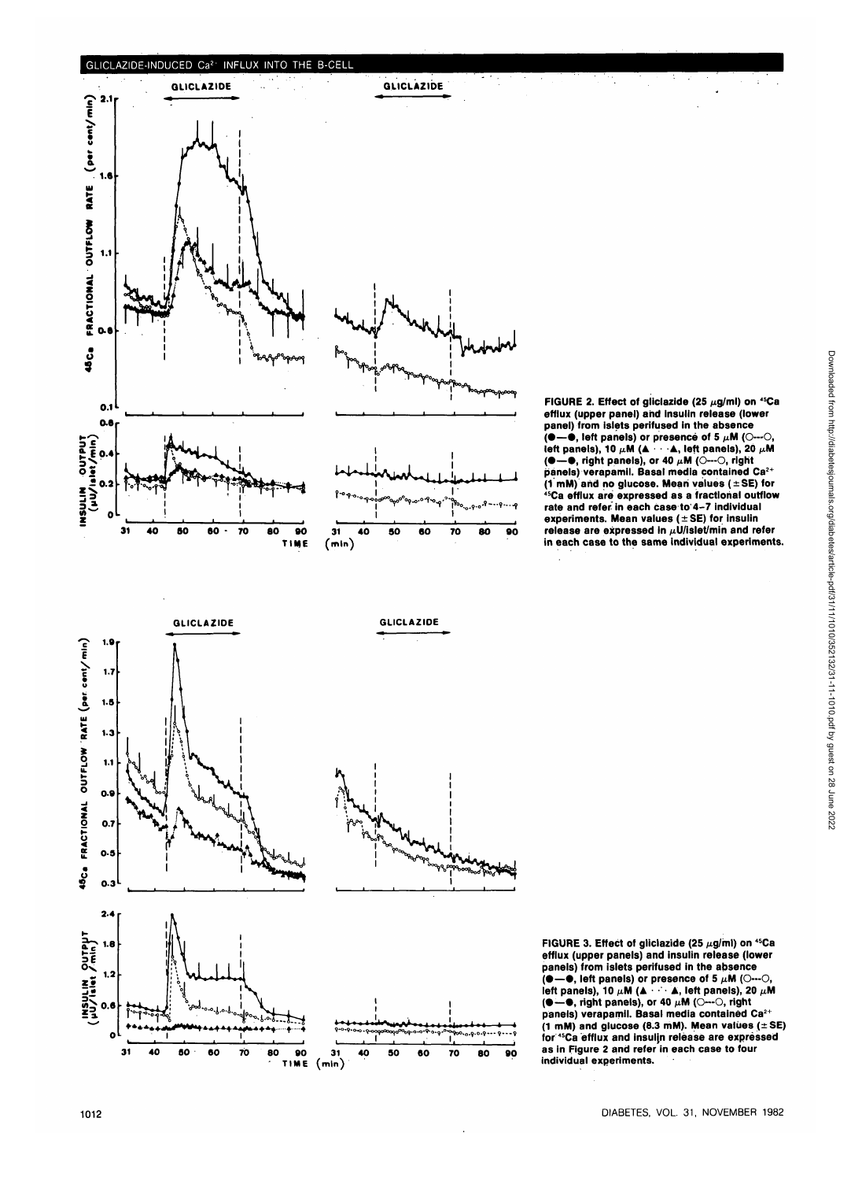FIGURE 2. Effect of gliclazide (25 μg/ml) on $^{45}Ca$ efflux (upper panel) and insulin release (lower panel) from islets perifused in the absence (●—●, left panels) or presence of 5 μM (○---○, left panels), 10 μM (▲ · · · ▲, left panels), 20 μM (●—●, right panels), or 40 μM (○---○, right panels) verapamil. Basal media contained $Ca^{2+}$ (1 mM) and no glucose. Mean values (±SE) for $^{45}Ca$ efflux are expressed as a fractional outflow rate and refer in each case to 4–7 individual experiments. Mean values (±SE) for insulin release are expressed in μU/islet/min and refer in each case to the same individual experiments.

FIGURE 3. Effect of gliclazide (25 μg/ml) on $^{45}Ca$ efflux (upper panels) and insulin release (lower panels) from islets perifused in the absence (●—●, left panels) or presence of 5 μM (○---○, left panels), 10 μM (▲ · · · ▲, left panels), 20 μM (●—●, right panels), or 40 μM (○---○, right panels) verapamil. Basal media contained $Ca^{2+}$ (1 mM) and glucose (8.3 mM). Mean values (±SE) for $^{45}Ca$ efflux and insulin release are expressed as in Figure 2 and refer in each case to four individual experiments.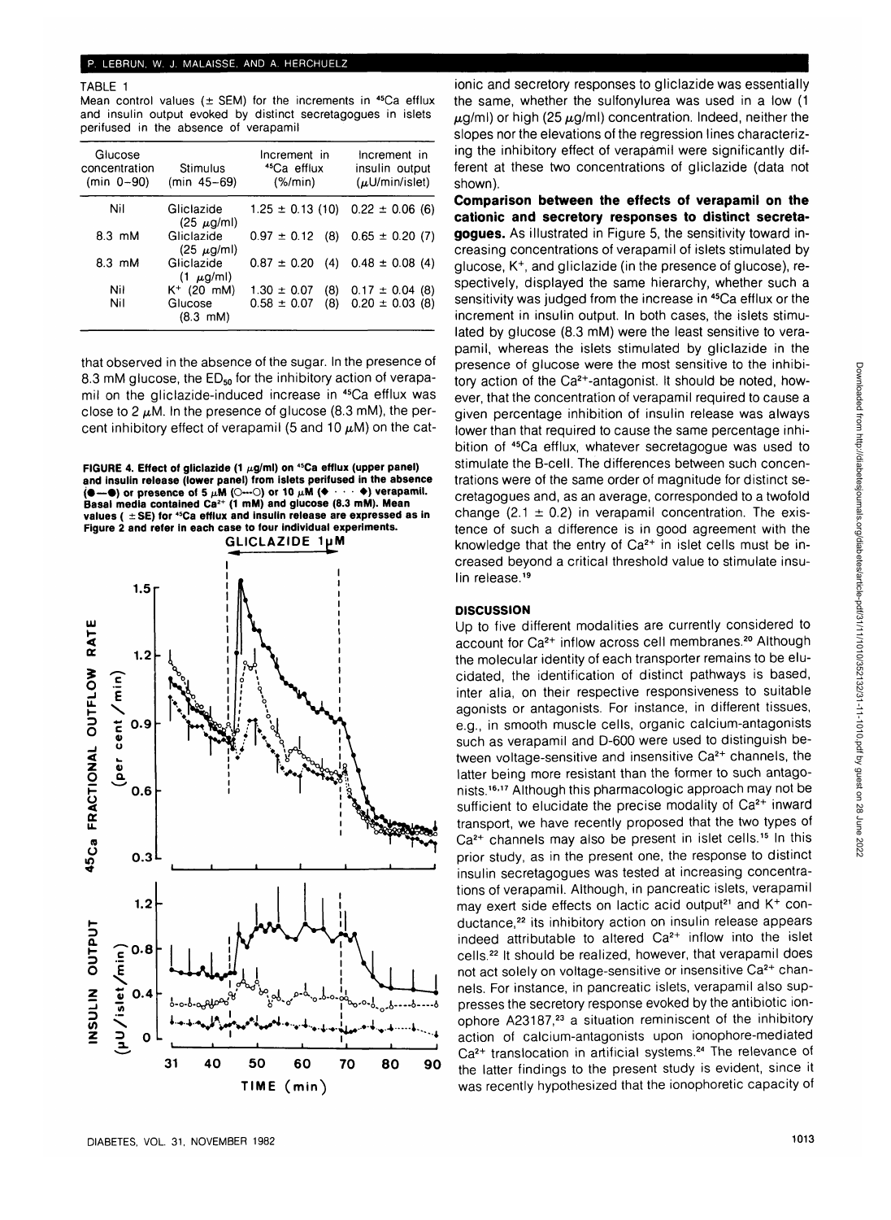TABLE 1

Mean control values (± SEM) for the increments in $^{45}Ca$ efflux and insulin output evoked by distinct secretagogues in islets perifused in the absence of verapamil

| Glucose concentration (min 0–90) | Stimulus (min 45–69) | Increment in $^{45}Ca$ efflux (%/min) | Increment in insulin output (μU/min/islet) |
|---|---|---|---|
| Nil | Gliclazide (25 μg/ml) | 1.25 ± 0.13 (10) | 0.22 ± 0.06 (6) |
| 8.3 mM | Gliclazide (25 μg/ml) | 0.97 ± 0.12 (8) | 0.65 ± 0.20 (7) |
| 8.3 mM | Gliclazide (1 μg/ml) | 0.87 ± 0.20 (4) | 0.48 ± 0.08 (4) |
| Nil | $K^+$ (20 mM) | 1.30 ± 0.07 (8) | 0.17 ± 0.04 (8) |
| Nil | Glucose (8.3 mM) | 0.58 ± 0.07 (8) | 0.20 ± 0.03 (8) |

that observed in the absence of the sugar. In the presence of 8.3 mM glucose, the $ED_{50}$ for the inhibitory action of verapamil on the gliclazide-induced increase in $^{45}Ca$ efflux was close to 2 μM. In the presence of glucose (8.3 mM), the percent inhibitory effect of verapamil (5 and 10 μM) on the cationic and secretory responses to gliclazide was essentially the same, whether the sulfonylurea was used in a low (1 μg/ml) or high (25 μg/ml) concentration. Indeed, neither the slopes nor the elevations of the regression lines characterizing the inhibitory effect of verapamil were significantly different at these two concentrations of gliclazide (data not shown).

**FIGURE 4. Effect of gliclazide (1 μg/ml) on $^{45}Ca$ efflux (upper panel) and insulin release (lower panel) from islets perifused in the absence (●—●) or presence of 5 μM (○---○) or 10 μM (◆ · · · ◆) verapamil. Basal media contained $Ca^{2+}$ (1 mM) and glucose (8.3 mM). Mean values (±SE) for $^{45}Ca$ efflux and insulin release are expressed as in Figure 2 and refer in each case to four individual experiments.**

**Comparison between the effects of verapamil on the cationic and secretory responses to distinct secretagogues.** As illustrated in Figure 5, the sensitivity toward increasing concentrations of verapamil of islets stimulated by glucose, $K^+$, and gliclazide (in the presence of glucose), respectively, displayed the same hierarchy, whether such a sensitivity was judged from the increase in $^{45}Ca$ efflux or the increment in insulin output. In both cases, the islets stimulated by glucose (8.3 mM) were the least sensitive to verapamil, whereas the islets stimulated by gliclazide in the presence of glucose were the most sensitive to the inhibitory action of the $Ca^{2+}$-antagonist. It should be noted, however, that the concentration of verapamil required to cause a given percentage inhibition of insulin release was always lower than that required to cause the same percentage inhibition of $^{45}Ca$ efflux, whatever secretagogue was used to stimulate the B-cell. The differences between such concentrations were of the same order of magnitude for distinct secretagogues and, as an average, corresponded to a twofold change (2.1 ± 0.2) in verapamil concentration. The existence of such a difference is in good agreement with the knowledge that the entry of $Ca^{2+}$ in islet cells must be increased beyond a critical threshold value to stimulate insulin release.[19]

## DISCUSSION

Up to five different modalities are currently considered to account for $Ca^{2+}$ inflow across cell membranes.[20] Although the molecular identity of each transporter remains to be elucidated, the identification of distinct pathways is based, inter alia, on their respective responsiveness to suitable agonists or antagonists. For instance, in different tissues, e.g., in smooth muscle cells, organic calcium-antagonists such as verapamil and D-600 were used to distinguish between voltage-sensitive and insensitive $Ca^{2+}$ channels, the latter being more resistant than the former to such antagonists.[16,17] Although this pharmacologic approach may not be sufficient to elucidate the precise modality of $Ca^{2+}$ inward transport, we have recently proposed that the two types of $Ca^{2+}$ channels may also be present in islet cells.[15] In this prior study, as in the present one, the response to distinct insulin secretagogues was tested at increasing concentrations of verapamil. Although, in pancreatic islets, verapamil may exert side effects on lactic acid output[21] and $K^+$ conductance,[22] its inhibitory action on insulin release appears indeed attributable to altered $Ca^{2+}$ inflow into the islet cells.[22] It should be realized, however, that verapamil does not act solely on voltage-sensitive or insensitive $Ca^{2+}$ channels. For instance, in pancreatic islets, verapamil also suppresses the secretory response evoked by the antibiotic ionophore A23187,[23] a situation reminiscent of the inhibitory action of calcium-antagonists upon ionophore-mediated $Ca^{2+}$ translocation in artificial systems.[24] The relevance of the latter findings to the present study is evident, since it was recently hypothesized that the ionophoretic capacity of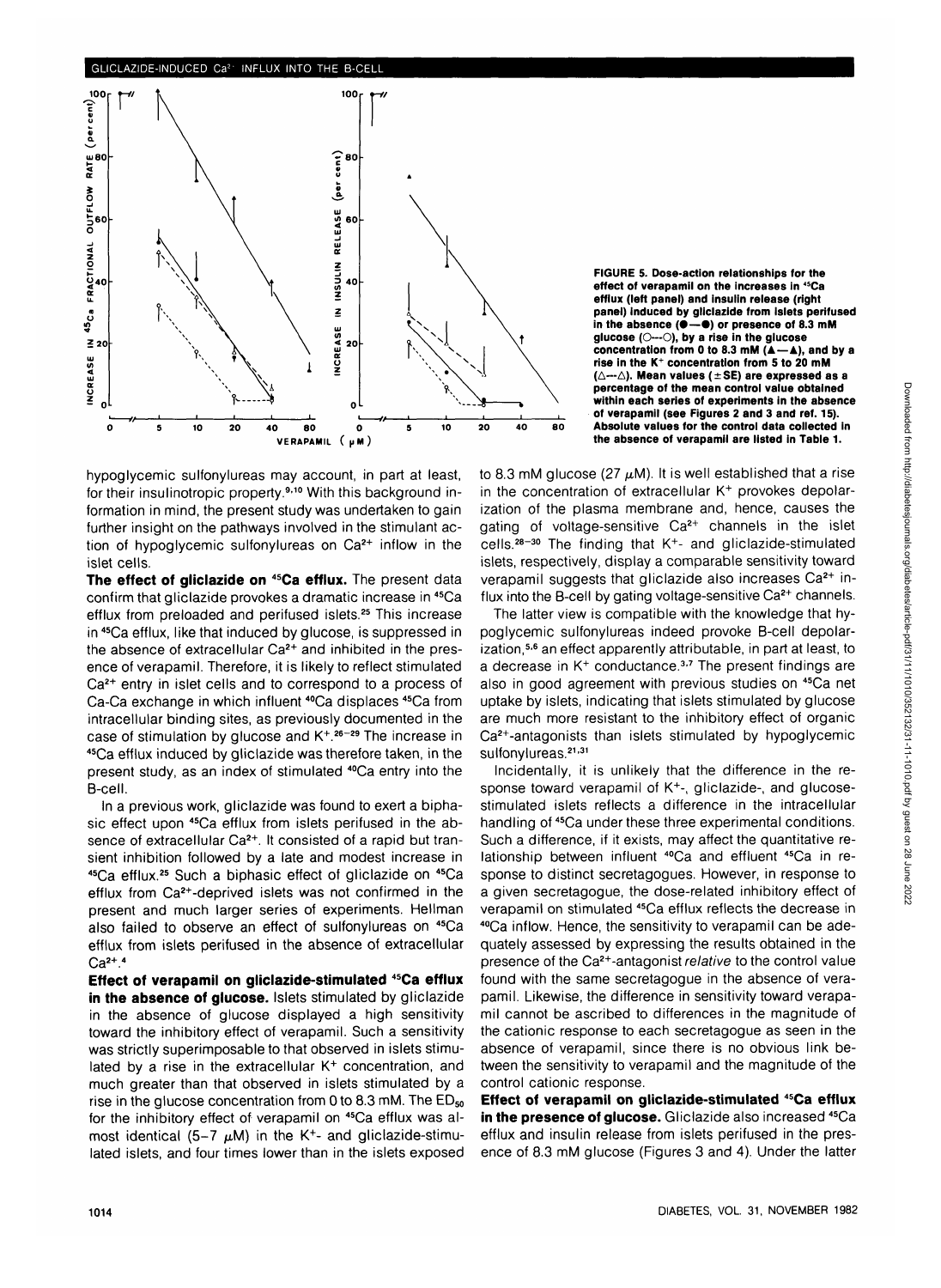FIGURE 5. Dose-action relationships for the effect of verapamil on the increases in $^{45}Ca$ efflux (left panel) and insulin release (right panel) induced by gliclazide from islets perifused in the absence (●—●) or presence of 8.3 mM glucose (○---○), by a rise in the glucose concentration from 0 to 8.3 mM (▲—▲), and by a rise in the $K^+$ concentration from 5 to 20 mM (△---△). Mean values (±SE) are expressed as a percentage of the mean control value obtained within each series of experiments in the absence of verapamil (see Figures 2 and 3 and ref. 15). Absolute values for the control data collected in the absence of verapamil are listed in Table 1.

hypoglycemic sulfonylureas may account, in part at least, for their insulinotropic property.[9,10] With this background information in mind, the present study was undertaken to gain further insight on the pathways involved in the stimulant action of hypoglycemic sulfonylureas on $Ca^{2+}$ inflow in the islet cells.

**The effect of gliclazide on $^{45}Ca$ efflux.** The present data confirm that gliclazide provokes a dramatic increase in $^{45}Ca$ efflux from preloaded and perifused islets.[25] This increase in $^{45}Ca$ efflux, like that induced by glucose, is suppressed in the absence of extracellular $Ca^{2+}$ and inhibited in the presence of verapamil. Therefore, it is likely to reflect stimulated $Ca^{2+}$ entry in islet cells and to correspond to a process of Ca-Ca exchange in which influent $^{40}Ca$ displaces $^{45}Ca$ from intracellular binding sites, as previously documented in the case of stimulation by glucose and $K^+$.[26-29] The increase in $^{45}Ca$ efflux induced by gliclazide was therefore taken, in the present study, as an index of stimulated $^{40}Ca$ entry into the B-cell.

In a previous work, gliclazide was found to exert a biphasic effect upon $^{45}Ca$ efflux from islets perifused in the absence of extracellular $Ca^{2+}$. It consisted of a rapid but transient inhibition followed by a late and modest increase in $^{45}Ca$ efflux.[25] Such a biphasic effect of gliclazide on $^{45}Ca$ efflux from $Ca^{2+}$-deprived islets was not confirmed in the present and much larger series of experiments. Hellman also failed to observe an effect of sulfonylureas on $^{45}Ca$ efflux from islets perifused in the absence of extracellular $Ca^{2+}$.[4]

**Effect of verapamil on gliclazide-stimulated $^{45}Ca$ efflux in the absence of glucose.** Islets stimulated by gliclazide in the absence of glucose displayed a high sensitivity toward the inhibitory effect of verapamil. Such a sensitivity was strictly superimposable to that observed in islets stimulated by a rise in the extracellular $K^+$ concentration, and much greater than that observed in islets stimulated by a rise in the glucose concentration from 0 to 8.3 mM. The $ED_{50}$ for the inhibitory effect of verapamil on $^{45}Ca$ efflux was almost identical (5–7 μM) in the $K^+$- and gliclazide-stimulated islets, and four times lower than in the islets exposed to 8.3 mM glucose (27 μM). It is well established that a rise in the concentration of extracellular $K^+$ provokes depolarization of the plasma membrane and, hence, causes the gating of voltage-sensitive $Ca^{2+}$ channels in the islet cells.[28-30] The finding that $K^+$- and gliclazide-stimulated islets, respectively, display a comparable sensitivity toward verapamil suggests that gliclazide also increases $Ca^{2+}$ influx into the B-cell by gating voltage-sensitive $Ca^{2+}$ channels.

The latter view is compatible with the knowledge that hypoglycemic sulfonylureas indeed provoke B-cell depolarization,[5,6] an effect apparently attributable, in part at least, to a decrease in $K^+$ conductance.[3,7] The present findings are also in good agreement with previous studies on $^{45}Ca$ net uptake by islets, indicating that islets stimulated by glucose are much more resistant to the inhibitory effect of organic $Ca^{2+}$-antagonists than islets stimulated by hypoglycemic sulfonylureas.[21,31]

Incidentally, it is unlikely that the difference in the response toward verapamil of $K^+$-, gliclazide-, and glucose-stimulated islets reflects a difference in the intracellular handling of $^{45}Ca$ under these three experimental conditions. Such a difference, if it exists, may affect the quantitative relationship between influent $^{40}Ca$ and effluent $^{45}Ca$ in response to distinct secretagogues. However, in response to a given secretagogue, the dose-related inhibitory effect of verapamil on stimulated $^{45}Ca$ efflux reflects the decrease in $^{40}Ca$ inflow. Hence, the sensitivity to verapamil can be adequately assessed by expressing the results obtained in the presence of the $Ca^{2+}$-antagonist *relative* to the control value found with the same secretagogue in the absence of verapamil. Likewise, the difference in sensitivity toward verapamil cannot be ascribed to differences in the magnitude of the cationic response to each secretagogue as seen in the absence of verapamil, since there is no obvious link between the sensitivity to verapamil and the magnitude of the control cationic response.

**Effect of verapamil on gliclazide-stimulated $^{45}Ca$ efflux in the presence of glucose.** Gliclazide also increased $^{45}Ca$ efflux and insulin release from islets perifused in the presence of 8.3 mM glucose (Figures 3 and 4). Under the latter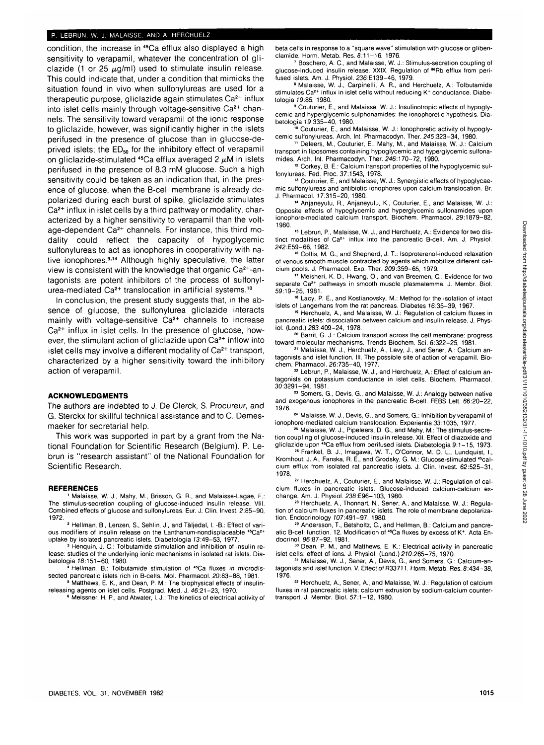condition, the increase in $^{45}Ca$ efflux also displayed a high sensitivity to verapamil, whatever the concentration of gliclazide (1 or 25 $\mu$g/ml) used to stimulate insulin release. This could indicate that, under a condition that mimicks the situation found in vivo when sulfonylureas are used for a therapeutic purpose, gliclazide again stimulates $Ca^{2+}$ influx into islet cells mainly through voltage-sensitive $Ca^{2+}$ channels. The sensitivity toward verapamil of the ionic response to gliclazide, however, was significantly higher in the islets perifused in the presence of glucose than in glucose-deprived islets; the $ED_{50}$ for the inhibitory effect of verapamil on gliclazide-stimulated $^{45}Ca$ efflux averaged 2 $\mu$M in islets perifused in the presence of 8.3 mM glucose. Such a high sensitivity could be taken as an indication that, in the presence of glucose, when the B-cell membrane is already depolarized during each burst of spike, gliclazide stimulates $Ca^{2+}$ influx in islet cells by a third pathway or modality, characterized by a higher sensitivity to verapamil than the voltage-dependent $Ca^{2+}$ channels. For instance, this third modality could reflect the capacity of hypoglycemic sulfonylureas to act as ionophores in cooperativity with native ionophores.[9,14] Although highly speculative, the latter view is consistent with the knowledge that organic $Ca^{2+}$-antagonists are potent inhibitors of the process of sulfonylurea-mediated $Ca^{2+}$ translocation in artificial systems.[10]

In conclusion, the present study suggests that, in the absence of glucose, the sulfonylurea gliclazide interacts mainly with voltage-sensitive $Ca^{2+}$ channels to increase $Ca^{2+}$ influx in islet cells. In the presence of glucose, however, the stimulant action of gliclazide upon $Ca^{2+}$ inflow into islet cells may involve a different modality of $Ca^{2+}$ transport, characterized by a higher sensitivity toward the inhibitory action of verapamil.

## ACKNOWLEDGMENTS

The authors are indebted to J. De Clerck, S. Procureur, and G. Sterckx for skillful technical assistance and to C. Demesmaeker for secretarial help.

This work was supported in part by a grant from the National Foundation for Scientific Research (Belgium). P. Lebrun is "research assistant" of the National Foundation for Scientific Research.

## REFERENCES

[1] Malaisse, W. J., Mahy, M., Brisson, G. R., and Malaisse-Lagae, F.: The stimulus-secretion coupling of glucose-induced insulin release. VIII. Combined effects of glucose and sulfonylureas. Eur. J. Clin. Invest. *2*:85–90, 1972.

[2] Hellman, B., Lenzen, S., Sehlin, J., and Täljedal, I. -B.: Effect of various modifiers of insulin release on the Lanthanum-nondisplaceable $^{45}Ca^{2+}$ uptake by isolated pancreatic islets. Diabetologia *13*:49–53, 1977.

[3] Henquin, J. C.: Tolbutamide stimulation and inhibition of insulin release: studies of the underlying ionic mechanisms in isolated rat islets. Diabetologia *18*:151–60, 1980.

[4] Hellman, B.: Tolbutamide stimulation of $^{45}Ca$ fluxes in microdissected pancreatic islets rich in B-cells. Mol. Pharmacol. *20*:83–88, 1981.

[5] Matthews, E. K., and Dean, P. M.: The biophysical effects of insulin-releasing agents on islet cells. Postgrad. Med. J. *46*:21–23, 1970.

[6] Meissner, H. P., and Atwater, I. J.: The kinetics of electrical activity of beta cells in response to a "square wave" stimulation with glucose or glibenclamide. Horm. Metab. Res. *8*:11–16, 1976.

[7] Boschero, A. C., and Malaisse, W. J.: Stimulus-secretion coupling of glucose-induced insulin release. XXIX. Regulation of $^{86}Rb$ efflux from perifused islets. Am. J. Physiol. *236*:E139–46, 1979.

[8] Malaisse, W. J., Carpinelli, A. R., and Herchuelz, A.: Tolbutamide stimulates $Ca^{2+}$ influx in islet cells without reducing $K^+$ conductance. Diabetologia *19*:85, 1980.

[9] Couturier, E., and Malaisse, W. J.: Insulinotropic effects of hypoglycemic and hyperglycemic sulphonamides: the ionophoretic hypothesis. Diabetologia *19*:335–40, 1980.

[10] Couturier, E., and Malaisse, W. J.: Ionophoretic activity of hypoglycemic sulfonylureas. Arch. Int. Pharmacodyn. Ther. *245*:323–34, 1980.

[11] Deleers, M., Couturier, E., Mahy, M., and Malaisse, W. J.: Calcium transport in liposomes containing hypoglycemic and hyperglycemic sulfonamides. Arch. Int. Pharmacodyn. Ther. *246*:170–72, 1980.

[12] Corkey, B. E.: Calcium transport properties of the hypoglycemic sulfonylureas. Fed. Proc. *37*:1543, 1978.

[13] Couturier, E., and Malaisse, W. J.: Synergistic effects of hypoglycaemic sulfonylureas and antibiotic ionophores upon calcium translocation. Br. J. Pharmacol. *17*:315–20, 1980.

[14] Anjaneyulu, R., Anjaneyulu, K., Couturier, E., and Malaisse, W. J.: Opposite effects of hypoglycemic and hyperglycemic sulfonamides upon ionophore-mediated calcium transport. Biochem. Pharmacol. *29*:1879–82, 1980.

[15] Lebrun, P., Malaisse, W. J., and Herchuelz, A.: Evidence for two distinct modalities of $Ca^{2+}$ influx into the pancreatic B-cell. Am. J. Physiol. *242*:E59–66, 1982.

[16] Collis, M. G., and Shepherd, J. T.: Isoproterenol-induced relaxation of venous smooth muscle contracted by agents which mobilize different calcium pools. J. Pharmacol. Exp. Ther. *209*:359–65, 1979.

[17] Meisheri, K. D., Hwang, O., and van Breemen, C.: Evidence for two separate $Ca^{2+}$ pathways in smooth muscle plasmalemma. J. Membr. Biol. *59*:19–25, 1981.

[18] Lacy, P. E., and Kostianovsky, M.: Method for the isolation of intact islets of Langerhans from the rat pancreas. Diabetes *16*:35–39, 1967.

[19] Herchuelz, A., and Malaisse, W. J.: Regulation of calcium fluxes in pancreatic islets: dissociation between calcium and insulin release. J. Physiol. (Lond.) *283*:409–24, 1978.

[20] Barrit, G. J.: Calcium transport across the cell membrane: progress toward molecular mechanisms. Trends Biochem. Sci. *6*:322–25, 1981.

[21] Malaisse, W. J., Herchuelz, A., Levy, J., and Sener, A.: Calcium antagonists and islet function. III. The possible site of action of verapamil. Biochem. Pharmacol. *26*:735–40, 1977.

[22] Lebrun, P., Malaisse, W. J., and Herchuelz, A.: Effect of calcium antagonists on potassium conductance in islet cells. Biochem. Pharmacol. *30*:3291–94, 1981.

[23] Somers, G., Devis, G., and Malaisse, W. J.: Analogy between native and exogenous ionophores in the pancreatic B-cell. FEBS Lett. *66*:20–22, 1976.

[24] Malaisse, W. J., Devis, G., and Somers, G.: Inhibition by verapamil of ionophore-mediated calcium translocation. Experientia *33*:1035, 1977.

[25] Malaisse, W. J., Pipeleers, D. G., and Mahy, M.: The stimulus-secretion coupling of glucose-induced insulin release. XII. Effect of diazoxide and gliclazide upon $^{45}Ca$ efflux from perifused islets. Diabetologia *9*:1–15, 1973.

[26] Frankel, B. J., Imagawa, W. T., O'Connor, M. D. L., Lundquist, I., Kromhout, J. A., Fanska, R. E., and Grodsky, G. M.: Glucose-stimulated $^{45}$calcium efflux from isolated rat pancreatic islets. J. Clin. Invest. *62*:525–31, 1978.

[27] Herchuelz, A., Couturier, E., and Malaisse, W. J.: Regulation of calcium fluxes in pancreatic islets. Glucose-induced calcium-calcium exchange. Am. J. Physiol. *238*:E96–103, 1980.

[28] Herchuelz, A., Thonnart, N., Sener, A., and Malaisse, W. J.: Regulation of calcium fluxes in pancreatic islets. The role of membrane depolarization. Endocrinology *107*:491–97, 1980.

[29] Andersson, T., Betsholtz, C., and Hellman, B.: Calcium and pancreatic B-cell function. 12. Modification of $^{45}Ca$ fluxes by excess of $K^+$. Acta Endocrinol. *96*:87–92, 1981.

[30] Dean, P. M., and Matthews, E. K.: Electrical activity in pancreatic islet cells: effect of ions. J. Physiol. (Lond.) *210*:265–75, 1970.

[31] Malaisse, W. J., Sener, A., Devis, G., and Somers, G.: Calcium-antagonists and islet function. V. Effect of R33711. Horm. Metab. Res. *8*:434–38, 1976.

[32] Herchuelz, A., Sener, A., and Malaisse, W. J.: Regulation of calcium fluxes in rat pancreatic islets: calcium extrusion by sodium-calcium countertransport. J. Membr. Biol. *57*:1–12, 1980.